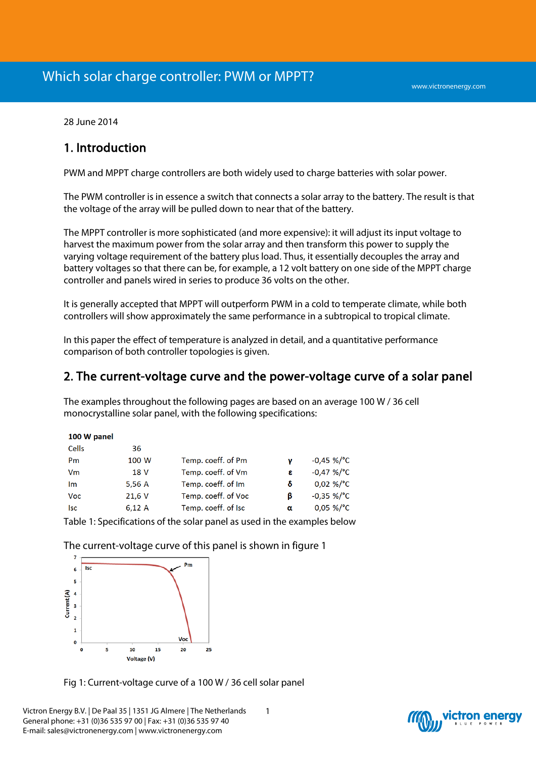# Which solar charge controller: PWM or MPPT?

28 June 2014

## 1. Introduction

PWM and MPPT charge controllers are both widely used to charge batteries with solar power.

The PWM controller is in essence a switch that connects a solar array to the battery. The result is that the voltage of the array will be pulled down to near that of the battery.

The MPPT controller is more sophisticated (and more expensive): it will adjust its input voltage to harvest the maximum power from the solar array and then transform this power to supply the varying voltage requirement of the battery plus load. Thus, it essentially decouples the array and battery voltages so that there can be, for example, a 12 volt battery on one side of the MPPT charge controller and panels wired in series to produce 36 volts on the other.

It is generally accepted that MPPT will outperform PWM in a cold to temperate climate, while both controllers will show approximately the same performance in a subtropical to tropical climate.

In this paper the effect of temperature is analyzed in detail, and a quantitative performance comparison of both controller topologies is given.

## 2. The current-voltage curve and the power-voltage curve of a solar panel

The examples throughout the following pages are based on an average 100 W / 36 cell monocrystalline solar panel, with the following specifications:

| **100 W panel** | | | | |
|---|---|---|---|---|
| Cells | 36 | | | |
| Pm | 100 W | Temp. coeff. of Pm | γ | -0,45 %/°C |
| Vm | 18 V | Temp. coeff. of Vm | ε | -0,47 %/°C |
| Im | 5,56 A | Temp. coeff. of Im | δ | 0,02 %/°C |
| Voc | 21,6 V | Temp. coeff. of Voc | β | -0,35 %/°C |
| Isc | 6,12 A | Temp. coeff. of Isc | α | 0,05 %/°C |

Table 1: Specifications of the solar panel as used in the examples below

The current-voltage curve of this panel is shown in figure 1

Fig 1: Current-voltage curve of a 100 W / 36 cell solar panel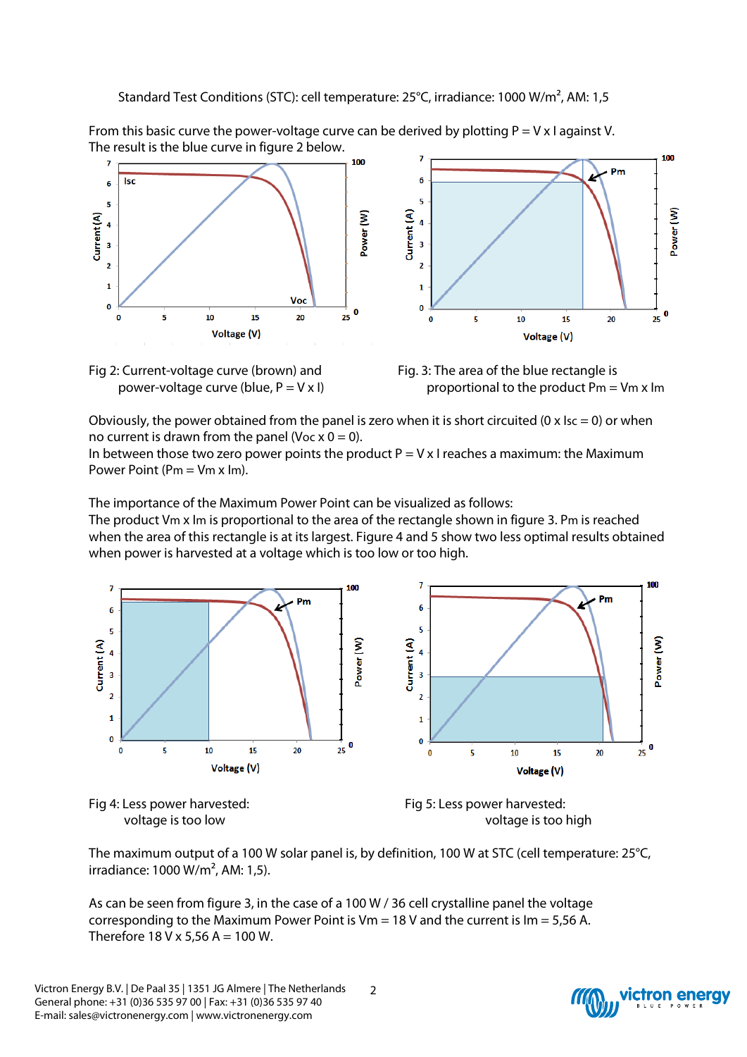Standard Test Conditions (STC): cell temperature: 25°C, irradiance: 1000 W/m$^2$, AM: 1,5

From this basic curve the power-voltage curve can be derived by plotting P = V x I against V. The result is the blue curve in figure 2 below.

Fig 2: Current-voltage curve (brown) and power-voltage curve (blue, P = V x I)

Fig. 3: The area of the blue rectangle is proportional to the product Pm = Vm x Im

Obviously, the power obtained from the panel is zero when it is short circuited (0 x Isc = 0) or when no current is drawn from the panel (Voc x 0 = 0).
In between those two zero power points the product P = V x I reaches a maximum: the Maximum Power Point (Pm = Vm x Im).

The importance of the Maximum Power Point can be visualized as follows:
The product Vm x Im is proportional to the area of the rectangle shown in figure 3. Pm is reached when the area of this rectangle is at its largest. Figure 4 and 5 show two less optimal results obtained when power is harvested at a voltage which is too low or too high.

Fig 4: Less power harvested: voltage is too low

Fig 5: Less power harvested: voltage is too high

The maximum output of a 100 W solar panel is, by definition, 100 W at STC (cell temperature: 25°C, irradiance: 1000 W/m$^2$, AM: 1,5).

As can be seen from figure 3, in the case of a 100 W / 36 cell crystalline panel the voltage corresponding to the Maximum Power Point is Vm = 18 V and the current is Im = 5,56 A. Therefore 18 V x 5,56 A = 100 W.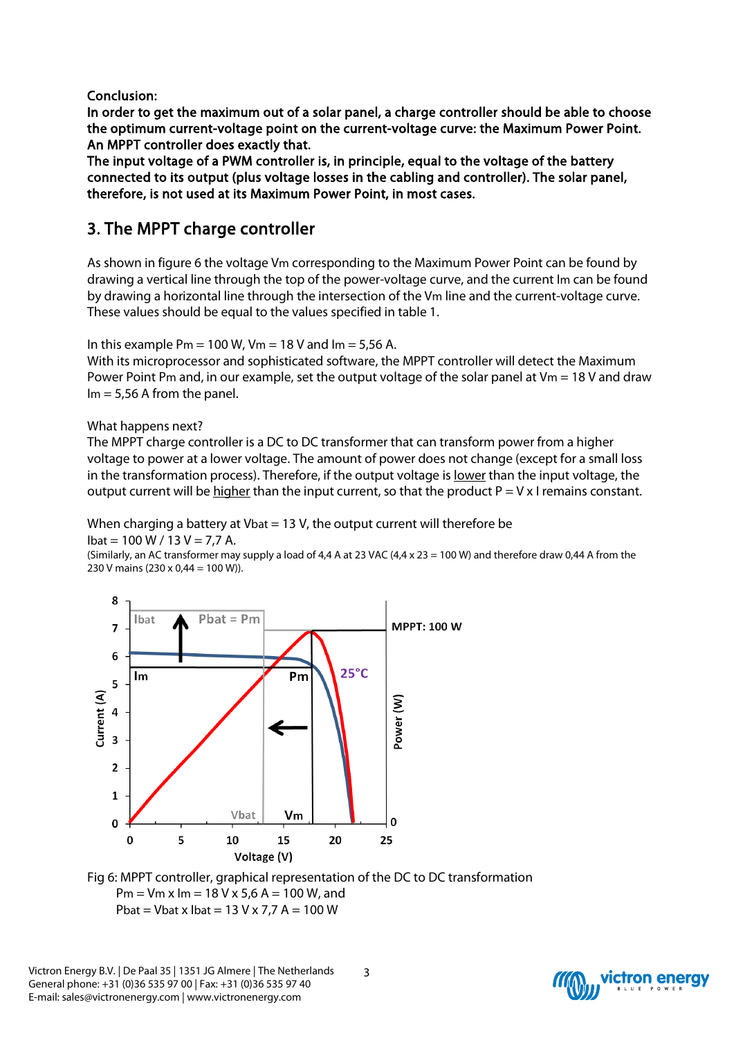**Conclusion:**
**In order to get the maximum out of a solar panel, a charge controller should be able to choose the optimum current-voltage point on the current-voltage curve: the Maximum Power Point. An MPPT controller does exactly that.**
**The input voltage of a PWM controller is, in principle, equal to the voltage of the battery connected to its output (plus voltage losses in the cabling and controller). The solar panel, therefore, is not used at its Maximum Power Point, in most cases.**

## 3. The MPPT charge controller

As shown in figure 6 the voltage $V_m$ corresponding to the Maximum Power Point can be found by drawing a vertical line through the top of the power-voltage curve, and the current $I_m$ can be found by drawing a horizontal line through the intersection of the $V_m$ line and the current-voltage curve. These values should be equal to the values specified in table 1.

In this example $P_m$ = 100 W, $V_m$ = 18 V and $I_m$ = 5,56 A.
With its microprocessor and sophisticated software, the MPPT controller will detect the Maximum Power Point $P_m$ and, in our example, set the output voltage of the solar panel at $V_m$ = 18 V and draw $I_m$ = 5,56 A from the panel.

What happens next?
The MPPT charge controller is a DC to DC transformer that can transform power from a higher voltage to power at a lower voltage. The amount of power does not change (except for a small loss in the transformation process). Therefore, if the output voltage is lower than the input voltage, the output current will be higher than the input current, so that the product P = V x I remains constant.

When charging a battery at $V_{bat}$ = 13 V, the output current will therefore be
$I_{bat}$ = 100 W / 13 V = 7,7 A.
(Similarly, an AC transformer may supply a load of 4,4 A at 23 VAC (4,4 x 23 = 100 W) and therefore draw 0,44 A from the 230 V mains (230 x 0,44 = 100 W)).

Fig 6: MPPT controller, graphical representation of the DC to DC transformation
$P_m = V_m \times I_m$ = 18 V x 5,6 A = 100 W, and
$P_{bat} = V_{bat} \times I_{bat}$ = 13 V x 7,7 A = 100 W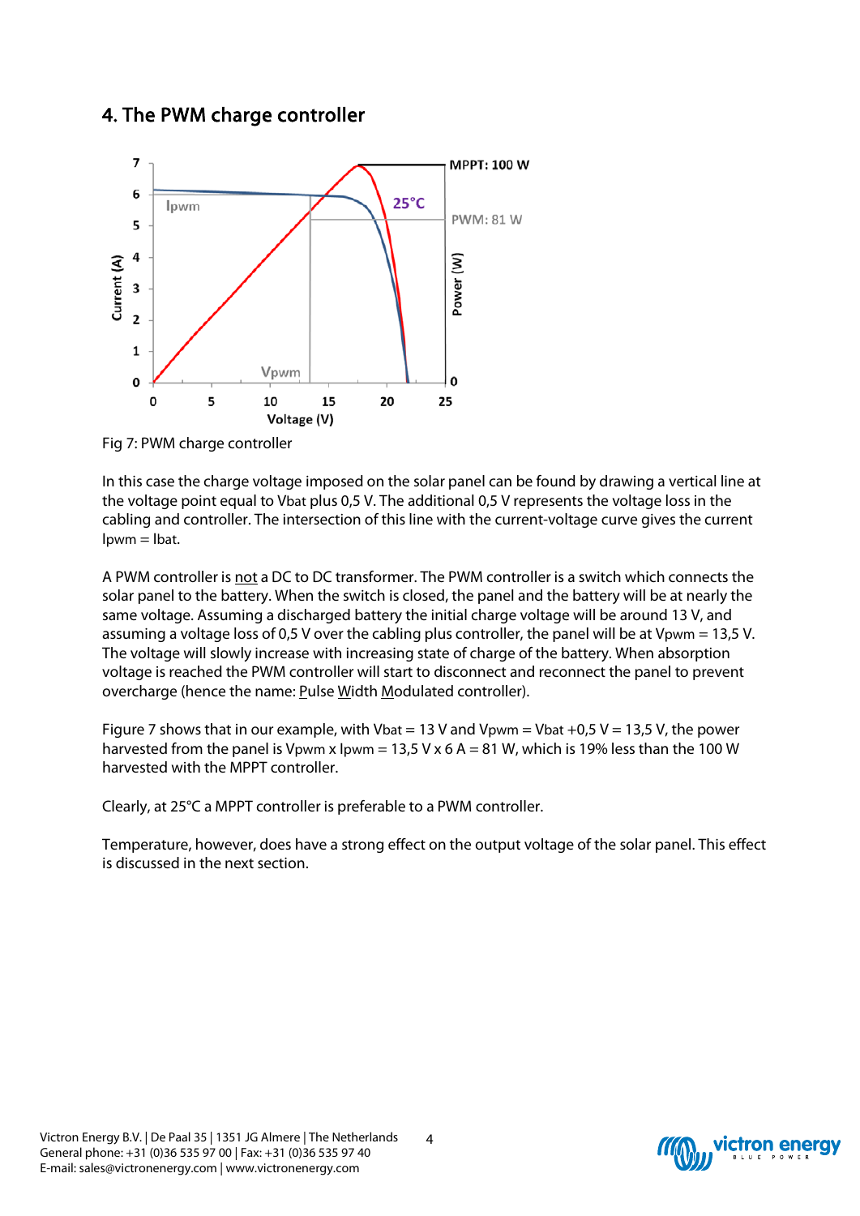## 4. The PWM charge controller

Fig 7: PWM charge controller

In this case the charge voltage imposed on the solar panel can be found by drawing a vertical line at the voltage point equal to Vbat plus 0,5 V. The additional 0,5 V represents the voltage loss in the cabling and controller. The intersection of this line with the current-voltage curve gives the current Ipwm = Ibat.

A PWM controller is not a DC to DC transformer. The PWM controller is a switch which connects the solar panel to the battery. When the switch is closed, the panel and the battery will be at nearly the same voltage. Assuming a discharged battery the initial charge voltage will be around 13 V, and assuming a voltage loss of 0,5 V over the cabling plus controller, the panel will be at Vpwm = 13,5 V. The voltage will slowly increase with increasing state of charge of the battery. When absorption voltage is reached the PWM controller will start to disconnect and reconnect the panel to prevent overcharge (hence the name: Pulse Width Modulated controller).

Figure 7 shows that in our example, with Vbat = 13 V and Vpwm = Vbat +0,5 V = 13,5 V, the power harvested from the panel is Vpwm x Ipwm = 13,5 V x 6 A = 81 W, which is 19% less than the 100 W harvested with the MPPT controller.

Clearly, at 25°C a MPPT controller is preferable to a PWM controller.

Temperature, however, does have a strong effect on the output voltage of the solar panel. This effect is discussed in the next section.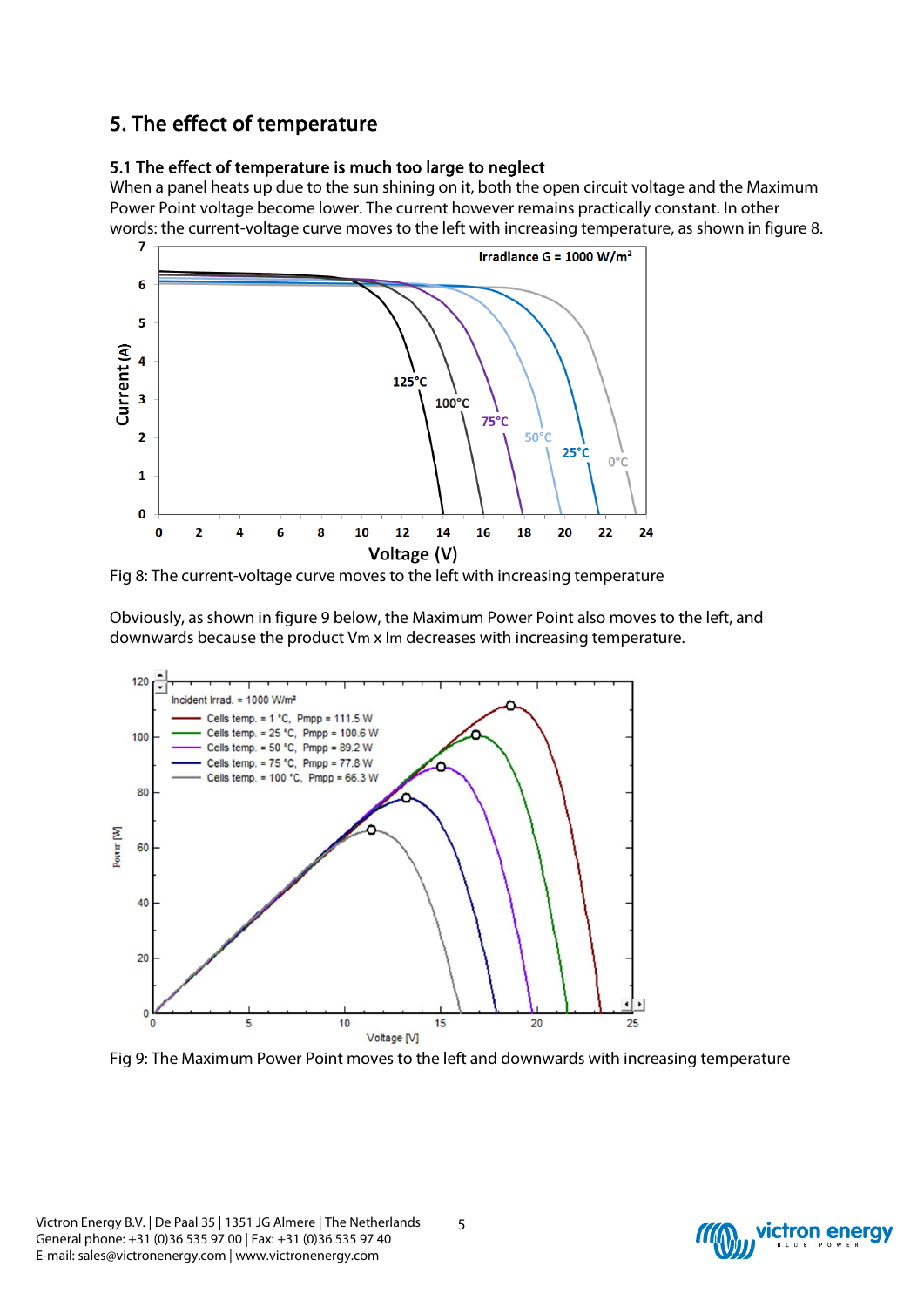## 5. The effect of temperature

### 5.1 The effect of temperature is much too large to neglect

When a panel heats up due to the sun shining on it, both the open circuit voltage and the Maximum Power Point voltage become lower. The current however remains practically constant. In other words: the current-voltage curve moves to the left with increasing temperature, as shown in figure 8.

Fig 8: The current-voltage curve moves to the left with increasing temperature

Obviously, as shown in figure 9 below, the Maximum Power Point also moves to the left, and downwards because the product Vm x Im decreases with increasing temperature.

Fig 9: The Maximum Power Point moves to the left and downwards with increasing temperature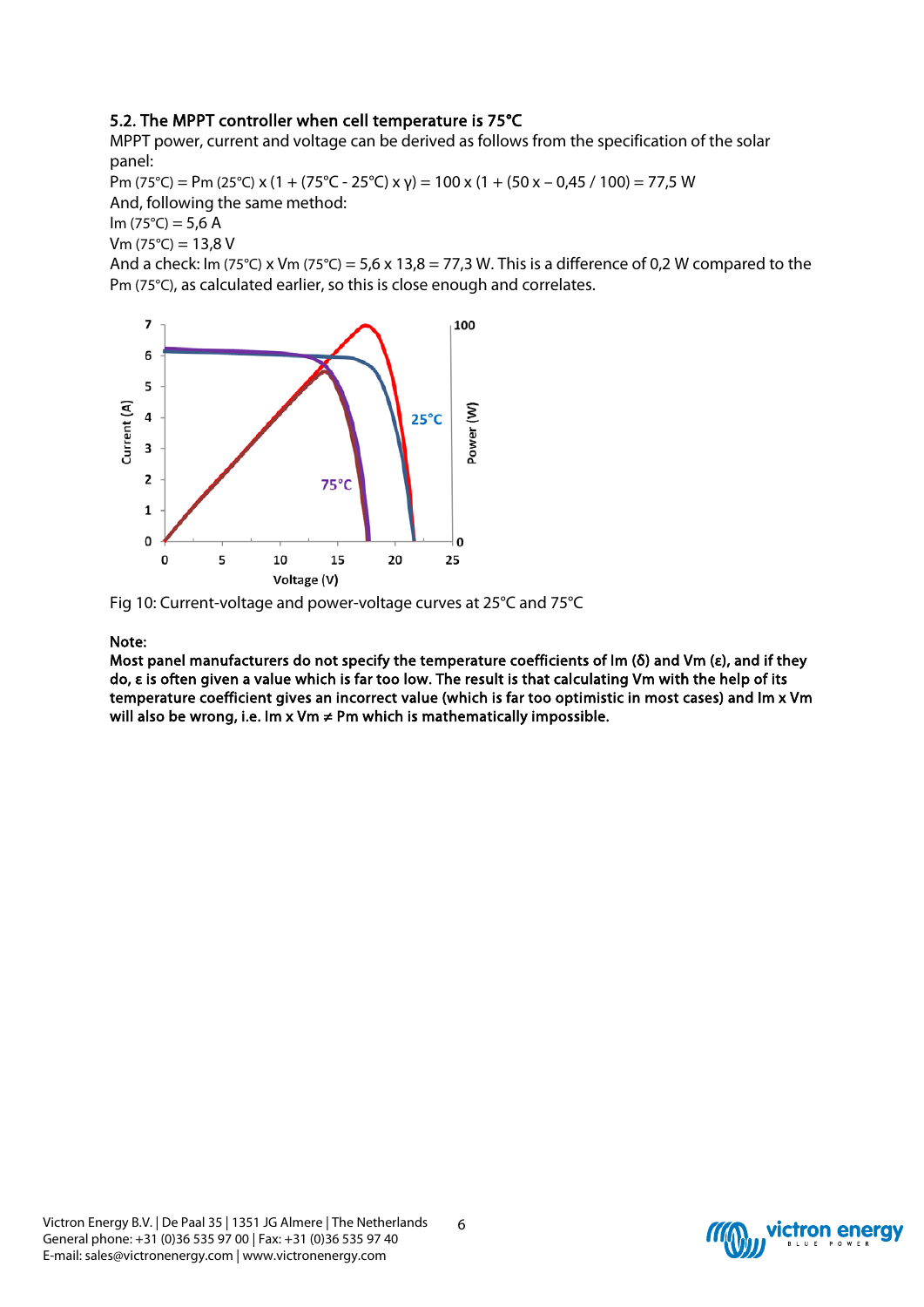## 5.2. The MPPT controller when cell temperature is 75°C

MPPT power, current and voltage can be derived as follows from the specification of the solar panel:

Pm (75°C) = Pm (25°C) x (1 + (75°C - 25°C) x γ) = 100 x (1 + (50 x – 0,45 / 100) = 77,5 W

And, following the same method:

Im (75°C) = 5,6 A

Vm (75°C) = 13,8 V

And a check: Im (75°C) x Vm (75°C) = 5,6 x 13,8 = 77,3 W. This is a difference of 0,2 W compared to the Pm (75°C), as calculated earlier, so this is close enough and correlates.

Fig 10: Current-voltage and power-voltage curves at 25°C and 75°C

**Note:**

**Most panel manufacturers do not specify the temperature coefficients of Im (δ) and Vm (ε), and if they do, ε is often given a value which is far too low. The result is that calculating Vm with the help of its temperature coefficient gives an incorrect value (which is far too optimistic in most cases) and Im x Vm will also be wrong, i.e. Im x Vm ≠ Pm which is mathematically impossible.**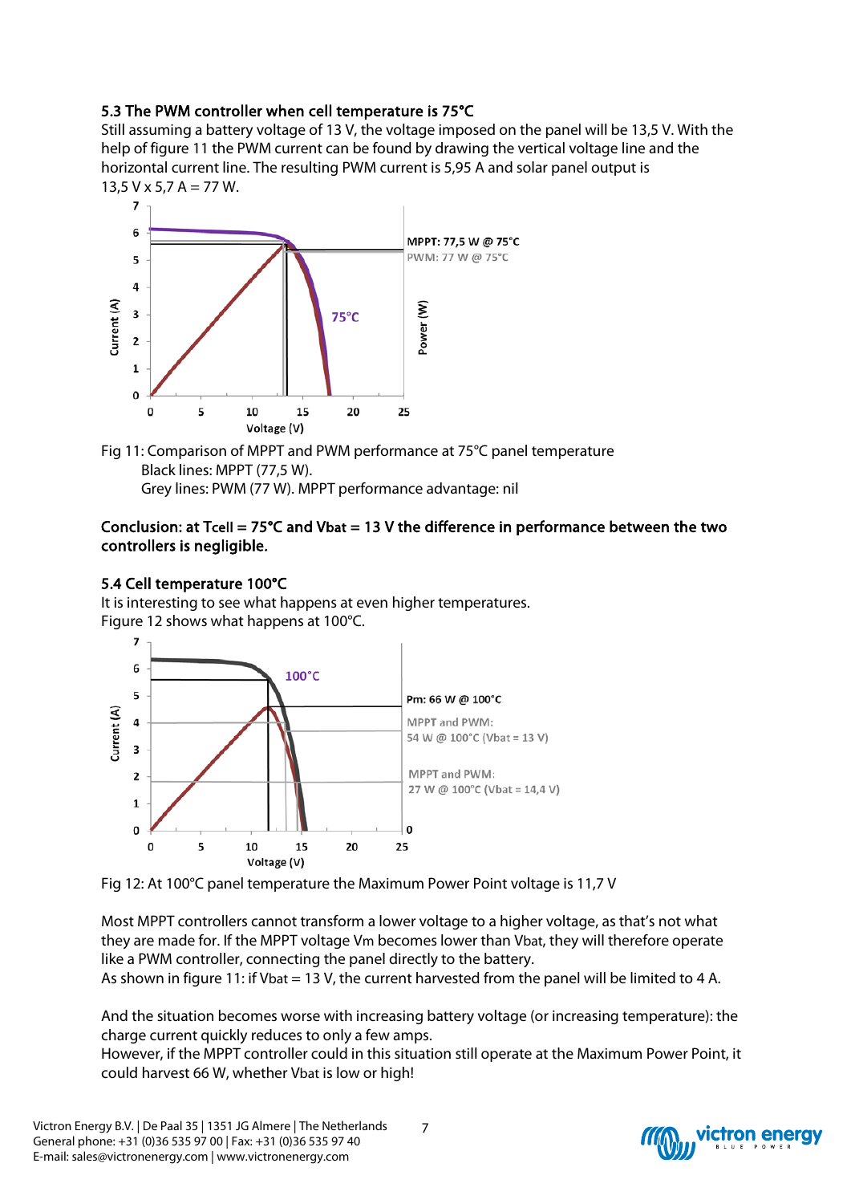### 5.3 The PWM controller when cell temperature is 75°C

Still assuming a battery voltage of 13 V, the voltage imposed on the panel will be 13,5 V. With the help of figure 11 the PWM current can be found by drawing the vertical voltage line and the horizontal current line. The resulting PWM current is 5,95 A and solar panel output is 13,5 V x 5,7 A = 77 W.

Fig 11: Comparison of MPPT and PWM performance at 75°C panel temperature
Black lines: MPPT (77,5 W).
Grey lines: PWM (77 W). MPPT performance advantage: nil

**Conclusion: at Tcell = 75°C and Vbat = 13 V the difference in performance between the two controllers is negligible.**

### 5.4 Cell temperature 100°C

It is interesting to see what happens at even higher temperatures.
Figure 12 shows what happens at 100°C.

Fig 12: At 100°C panel temperature the Maximum Power Point voltage is 11,7 V

Most MPPT controllers cannot transform a lower voltage to a higher voltage, as that's not what they are made for. If the MPPT voltage Vm becomes lower than Vbat, they will therefore operate like a PWM controller, connecting the panel directly to the battery.
As shown in figure 11: if Vbat = 13 V, the current harvested from the panel will be limited to 4 A.

And the situation becomes worse with increasing battery voltage (or increasing temperature): the charge current quickly reduces to only a few amps.
However, if the MPPT controller could in this situation still operate at the Maximum Power Point, it could harvest 66 W, whether Vbat is low or high!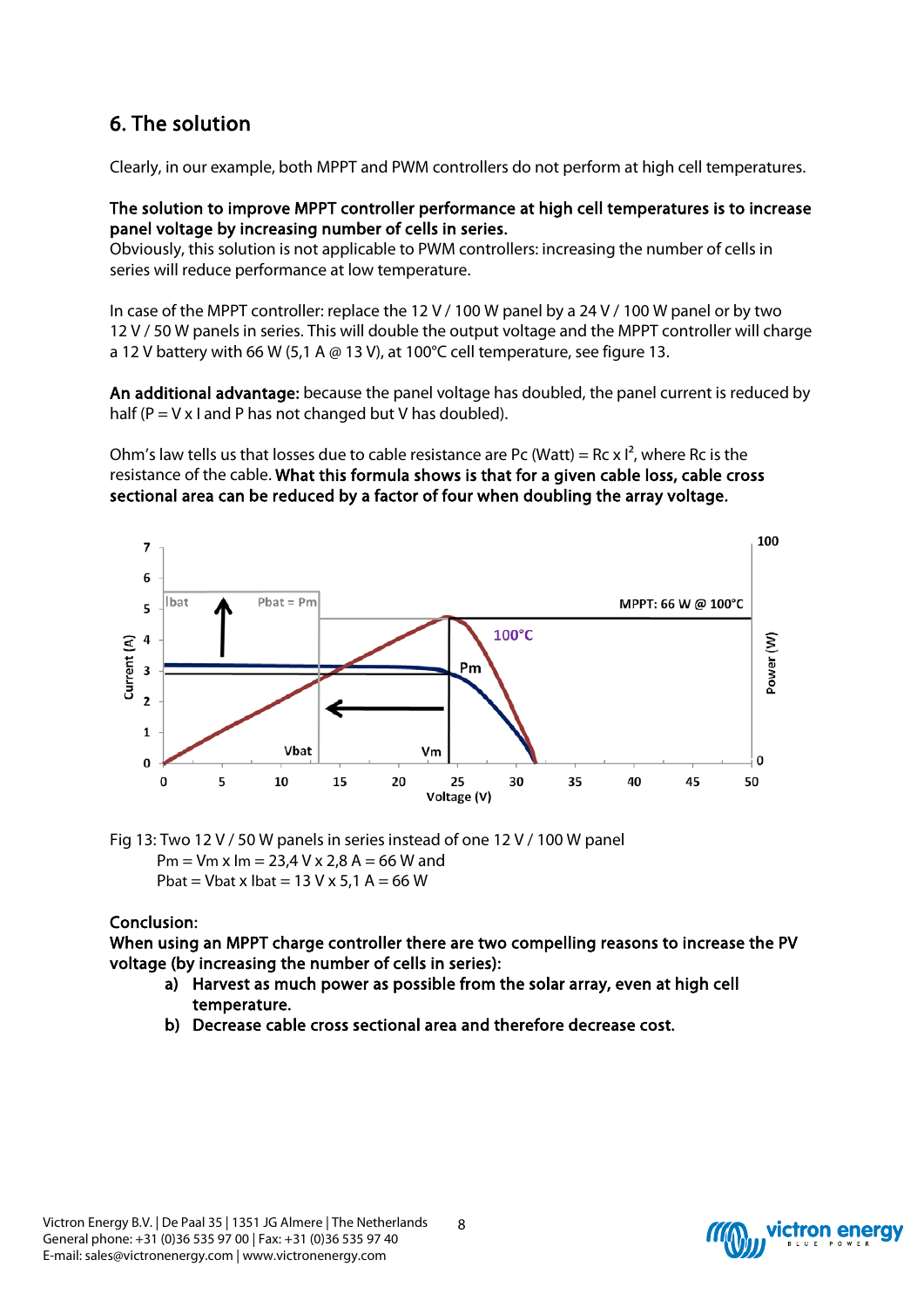## 6. The solution

Clearly, in our example, both MPPT and PWM controllers do not perform at high cell temperatures.

**The solution to improve MPPT controller performance at high cell temperatures is to increase panel voltage by increasing number of cells in series.**
Obviously, this solution is not applicable to PWM controllers: increasing the number of cells in series will reduce performance at low temperature.

In case of the MPPT controller: replace the 12 V / 100 W panel by a 24 V / 100 W panel or by two 12 V / 50 W panels in series. This will double the output voltage and the MPPT controller will charge a 12 V battery with 66 W (5,1 A @ 13 V), at 100°C cell temperature, see figure 13.

**An additional advantage:** because the panel voltage has doubled, the panel current is reduced by half (P = V x I and P has not changed but V has doubled).

Ohm's law tells us that losses due to cable resistance are Pc (Watt) = Rc x $I^2$, where Rc is the resistance of the cable. **What this formula shows is that for a given cable loss, cable cross sectional area can be reduced by a factor of four when doubling the array voltage.**

Fig 13: Two 12 V / 50 W panels in series instead of one 12 V / 100 W panel
Pm = Vm x Im = 23,4 V x 2,8 A = 66 W and
Pbat = Vbat x Ibat = 13 V x 5,1 A = 66 W

**Conclusion:**
**When using an MPPT charge controller there are two compelling reasons to increase the PV voltage (by increasing the number of cells in series):**

a) **Harvest as much power as possible from the solar array, even at high cell temperature.**
b) **Decrease cable cross sectional area and therefore decrease cost.**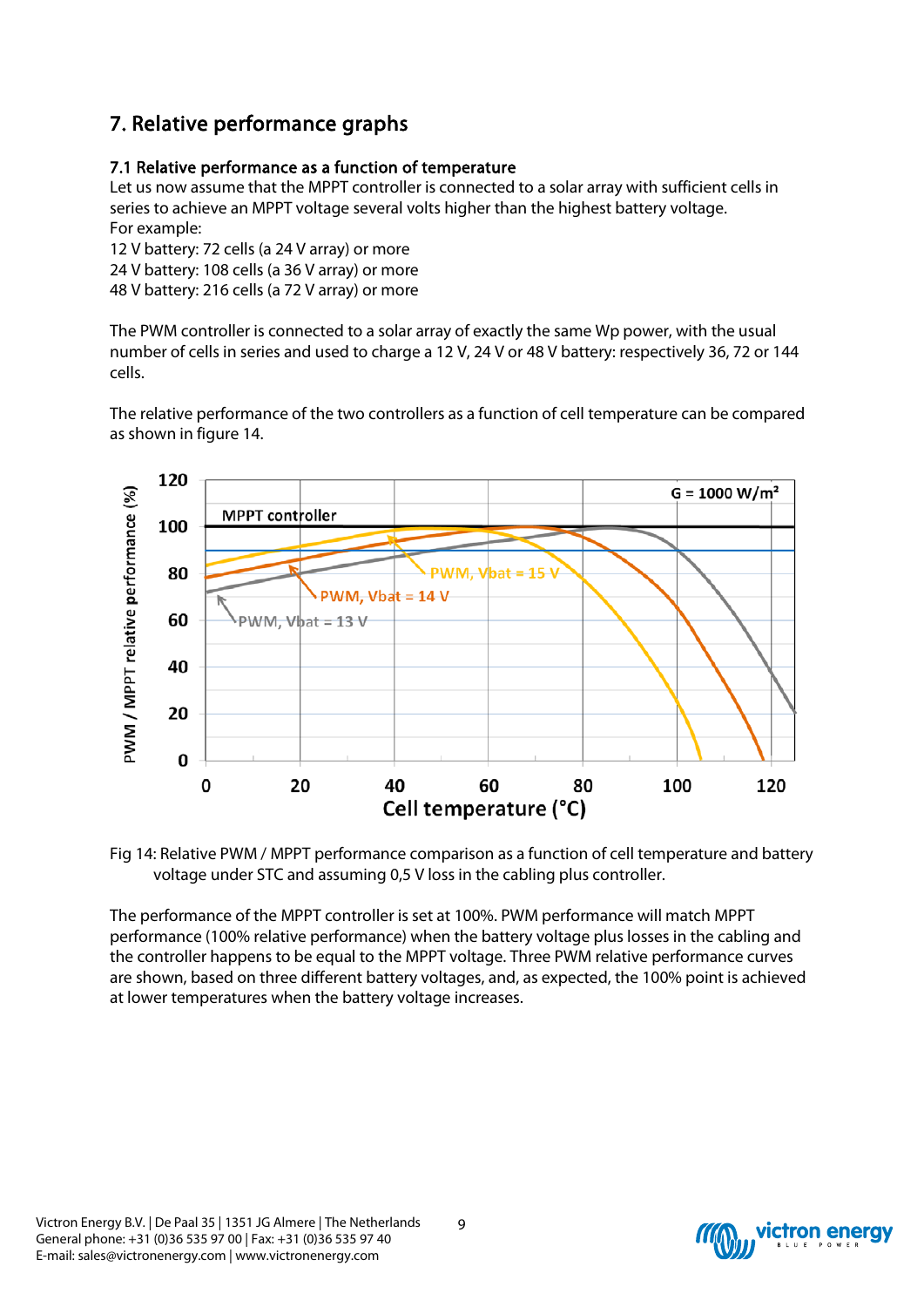## 7. Relative performance graphs

### 7.1 Relative performance as a function of temperature

Let us now assume that the MPPT controller is connected to a solar array with sufficient cells in series to achieve an MPPT voltage several volts higher than the highest battery voltage.
For example:
12 V battery: 72 cells (a 24 V array) or more
24 V battery: 108 cells (a 36 V array) or more
48 V battery: 216 cells (a 72 V array) or more

The PWM controller is connected to a solar array of exactly the same Wp power, with the usual number of cells in series and used to charge a 12 V, 24 V or 48 V battery: respectively 36, 72 or 144 cells.

The relative performance of the two controllers as a function of cell temperature can be compared as shown in figure 14.

Fig 14: Relative PWM / MPPT performance comparison as a function of cell temperature and battery voltage under STC and assuming 0,5 V loss in the cabling plus controller.

The performance of the MPPT controller is set at 100%. PWM performance will match MPPT performance (100% relative performance) when the battery voltage plus losses in the cabling and the controller happens to be equal to the MPPT voltage. Three PWM relative performance curves are shown, based on three different battery voltages, and, as expected, the 100% point is achieved at lower temperatures when the battery voltage increases.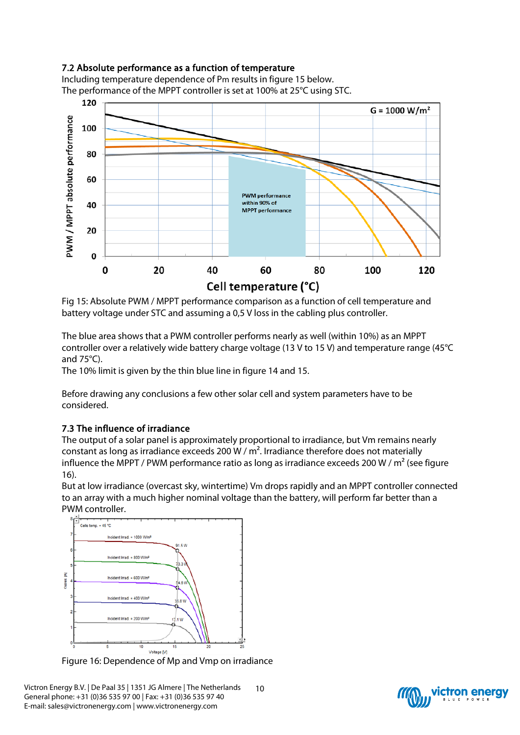### 7.2 Absolute performance as a function of temperature

Including temperature dependence of Pm results in figure 15 below.
The performance of the MPPT controller is set at 100% at 25°C using STC.

Fig 15: Absolute PWM / MPPT performance comparison as a function of cell temperature and battery voltage under STC and assuming a 0,5 V loss in the cabling plus controller.

The blue area shows that a PWM controller performs nearly as well (within 10%) as an MPPT controller over a relatively wide battery charge voltage (13 V to 15 V) and temperature range (45°C and 75°C).
The 10% limit is given by the thin blue line in figure 14 and 15.

Before drawing any conclusions a few other solar cell and system parameters have to be considered.

### 7.3 The influence of irradiance

The output of a solar panel is approximately proportional to irradiance, but Vm remains nearly constant as long as irradiance exceeds 200 W / m². Irradiance therefore does not materially influence the MPPT / PWM performance ratio as long as irradiance exceeds 200 W / m² (see figure 16).
But at low irradiance (overcast sky, wintertime) Vm drops rapidly and an MPPT controller connected to an array with a much higher nominal voltage than the battery, will perform far better than a PWM controller.

Figure 16: Dependence of Mp and Vmp on irradiance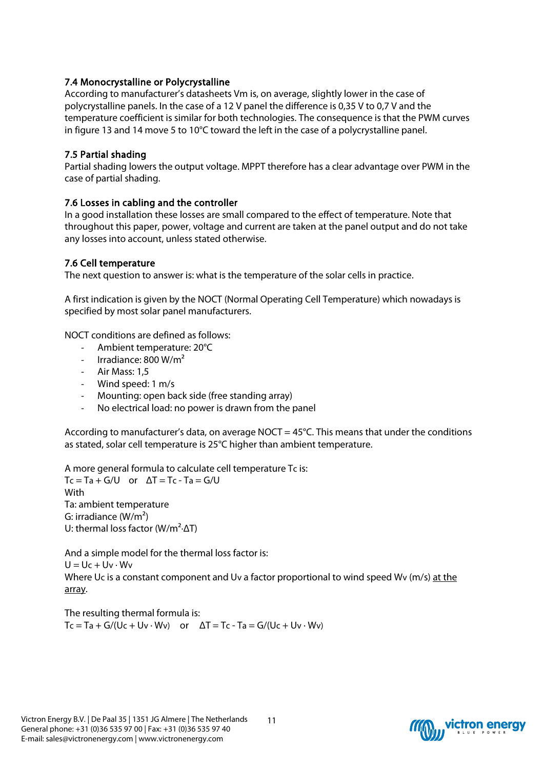### 7.4 Monocrystalline or Polycrystalline

According to manufacturer's datasheets Vm is, on average, slightly lower in the case of polycrystalline panels. In the case of a 12 V panel the difference is 0,35 V to 0,7 V and the temperature coefficient is similar for both technologies. The consequence is that the PWM curves in figure 13 and 14 move 5 to 10°C toward the left in the case of a polycrystalline panel.

### 7.5 Partial shading

Partial shading lowers the output voltage. MPPT therefore has a clear advantage over PWM in the case of partial shading.

### 7.6 Losses in cabling and the controller

In a good installation these losses are small compared to the effect of temperature. Note that throughout this paper, power, voltage and current are taken at the panel output and do not take any losses into account, unless stated otherwise.

### 7.6 Cell temperature

The next question to answer is: what is the temperature of the solar cells in practice.

A first indication is given by the NOCT (Normal Operating Cell Temperature) which nowadays is specified by most solar panel manufacturers.

NOCT conditions are defined as follows:

- Ambient temperature: 20°C
- Irradiance: 800 W/m²
- Air Mass: 1,5
- Wind speed: 1 m/s
- Mounting: open back side (free standing array)
- No electrical load: no power is drawn from the panel

According to manufacturer's data, on average NOCT = 45°C. This means that under the conditions as stated, solar cell temperature is 25°C higher than ambient temperature.

A more general formula to calculate cell temperature $T_c$ is:

$T_c = T_a + G/U$ or $\Delta T = T_c - T_a = G/U$

With

$T_a$: ambient temperature

G: irradiance (W/m²)

U: thermal loss factor (W/m²·ΔT)

And a simple model for the thermal loss factor is:

$U = U_c + U_v \cdot W_v$

Where $U_c$ is a constant component and $U_v$ a factor proportional to wind speed $W_v$ (m/s) <u>at the array</u>.

The resulting thermal formula is:

$T_c = T_a + G/(U_c + U_v \cdot W_v)$ or $\Delta T = T_c - T_a = G/(U_c + U_v \cdot W_v)$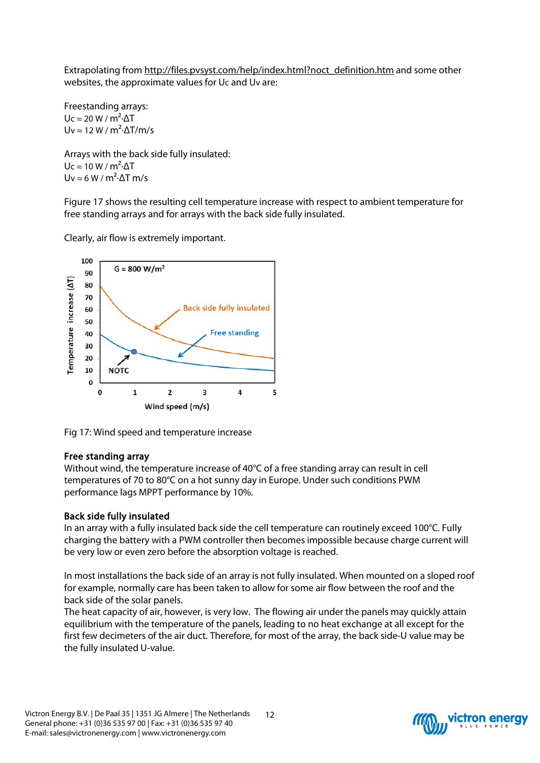Extrapolating from http://files.pvsyst.com/help/index.html?noct_definition.htm and some other websites, the approximate values for Uc and Uv are:

Freestanding arrays:
Uc ≈ 20 W / $m^2$·ΔT
Uv ≈ 12 W / $m^2$·ΔT/m/s

Arrays with the back side fully insulated:
Uc ≈ 10 W / $m^2$·ΔT
Uv ≈ 6 W / $m^2$·ΔT m/s

Figure 17 shows the resulting cell temperature increase with respect to ambient temperature for free standing arrays and for arrays with the back side fully insulated.

Clearly, air flow is extremely important.

Fig 17: Wind speed and temperature increase

**Free standing array**

Without wind, the temperature increase of 40°C of a free standing array can result in cell temperatures of 70 to 80°C on a hot sunny day in Europe. Under such conditions PWM performance lags MPPT performance by 10%.

**Back side fully insulated**

In an array with a fully insulated back side the cell temperature can routinely exceed 100°C. Fully charging the battery with a PWM controller then becomes impossible because charge current will be very low or even zero before the absorption voltage is reached.

In most installations the back side of an array is not fully insulated. When mounted on a sloped roof for example, normally care has been taken to allow for some air flow between the roof and the back side of the solar panels.
The heat capacity of air, however, is very low. The flowing air under the panels may quickly attain equilibrium with the temperature of the panels, leading to no heat exchange at all except for the first few decimeters of the air duct. Therefore, for most of the array, the back side-U value may be the fully insulated U-value.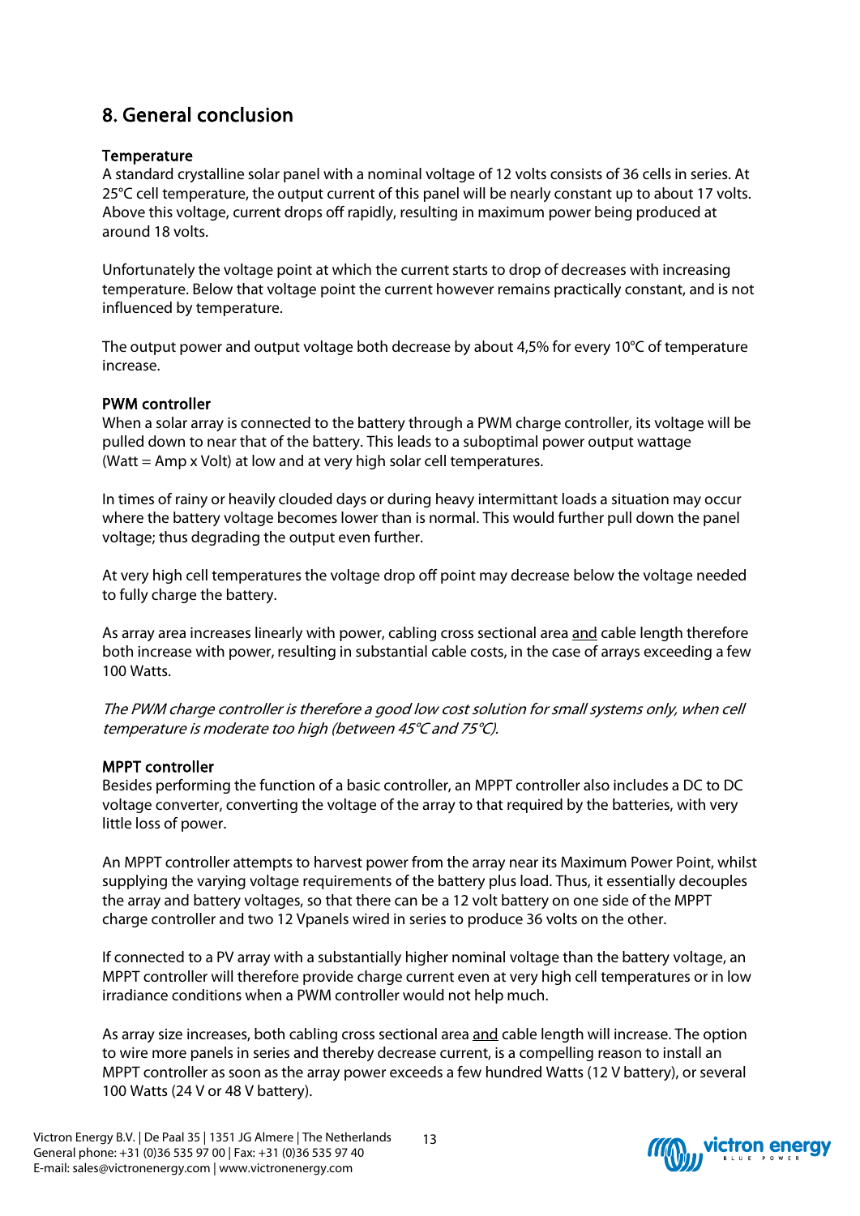## 8. General conclusion

### Temperature

A standard crystalline solar panel with a nominal voltage of 12 volts consists of 36 cells in series. At 25°C cell temperature, the output current of this panel will be nearly constant up to about 17 volts. Above this voltage, current drops off rapidly, resulting in maximum power being produced at around 18 volts.

Unfortunately the voltage point at which the current starts to drop of decreases with increasing temperature. Below that voltage point the current however remains practically constant, and is not influenced by temperature.

The output power and output voltage both decrease by about 4,5% for every 10°C of temperature increase.

### PWM controller

When a solar array is connected to the battery through a PWM charge controller, its voltage will be pulled down to near that of the battery. This leads to a suboptimal power output wattage (Watt = Amp x Volt) at low and at very high solar cell temperatures.

In times of rainy or heavily clouded days or during heavy intermittant loads a situation may occur where the battery voltage becomes lower than is normal. This would further pull down the panel voltage; thus degrading the output even further.

At very high cell temperatures the voltage drop off point may decrease below the voltage needed to fully charge the battery.

As array area increases linearly with power, cabling cross sectional area <u>and</u> cable length therefore both increase with power, resulting in substantial cable costs, in the case of arrays exceeding a few 100 Watts.

*The PWM charge controller is therefore a good low cost solution for small systems only, when cell temperature is moderate too high (between 45°C and 75°C).*

### MPPT controller

Besides performing the function of a basic controller, an MPPT controller also includes a DC to DC voltage converter, converting the voltage of the array to that required by the batteries, with very little loss of power.

An MPPT controller attempts to harvest power from the array near its Maximum Power Point, whilst supplying the varying voltage requirements of the battery plus load. Thus, it essentially decouples the array and battery voltages, so that there can be a 12 volt battery on one side of the MPPT charge controller and two 12 Vpanels wired in series to produce 36 volts on the other.

If connected to a PV array with a substantially higher nominal voltage than the battery voltage, an MPPT controller will therefore provide charge current even at very high cell temperatures or in low irradiance conditions when a PWM controller would not help much.

As array size increases, both cabling cross sectional area <u>and</u> cable length will increase. The option to wire more panels in series and thereby decrease current, is a compelling reason to install an MPPT controller as soon as the array power exceeds a few hundred Watts (12 V battery), or several 100 Watts (24 V or 48 V battery).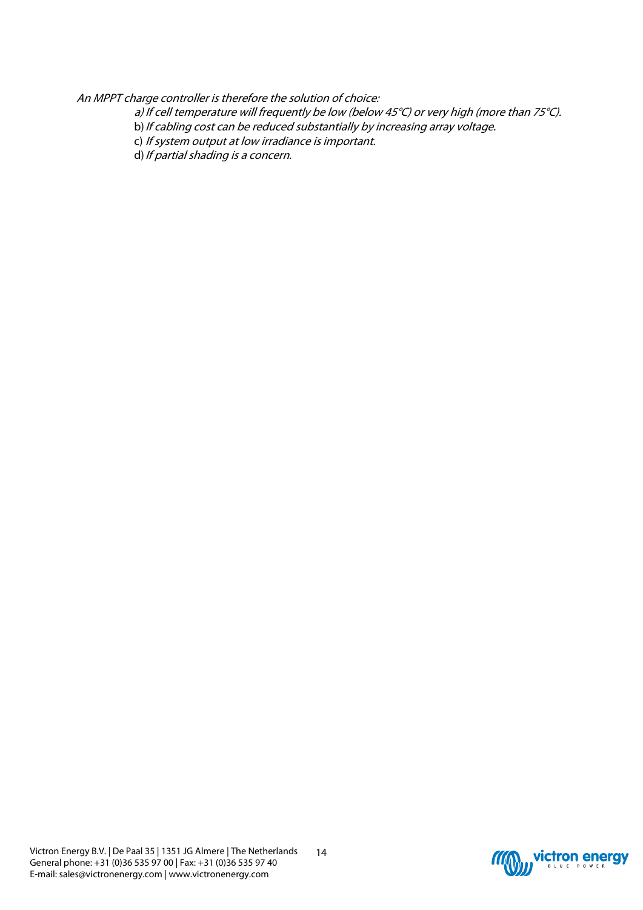*An MPPT charge controller is therefore the solution of choice:*

- *a) If cell temperature will frequently be low (below 45°C) or very high (more than 75°C).*
- b) *If cabling cost can be reduced substantially by increasing array voltage.*
- c) *If system output at low irradiance is important.*
- d) *If partial shading is a concern.*

Victron Energy B.V. | De Paal 35 | 1351 JG Almere | The Netherlands
General phone: +31 (0)36 535 97 00 | Fax: +31 (0)36 535 97 40
E-mail: sales@victronenergy.com | www.victronenergy.com